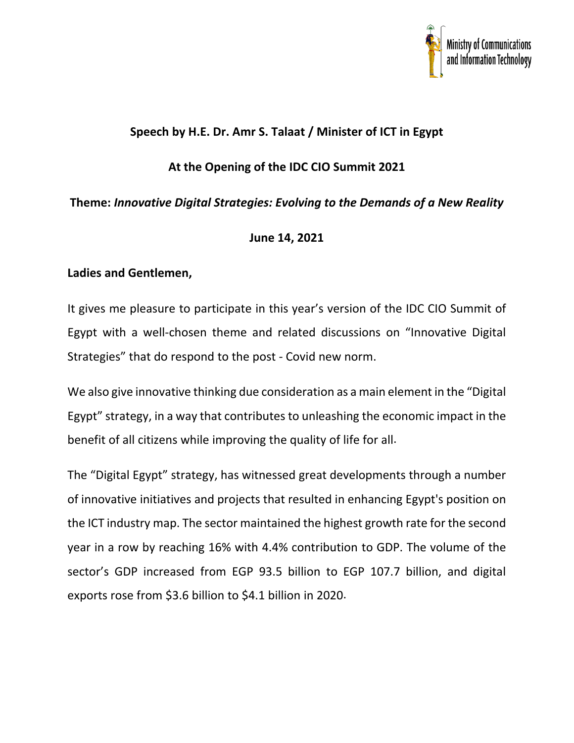Ministry of Communications and Information Technology

**Speech by H.E. Dr. Amr S. Talaat / Minister of ICT in Egypt**

**At the Opening of the IDC CIO Summit 2021**

**Theme:** ***Innovative Digital Strategies: Evolving to the Demands of a New Reality***

**June 14, 2021**

**Ladies and Gentlemen,**

It gives me pleasure to participate in this year's version of the IDC CIO Summit of Egypt with a well-chosen theme and related discussions on "Innovative Digital Strategies" that do respond to the post - Covid new norm.

We also give innovative thinking due consideration as a main element in the "Digital Egypt" strategy, in a way that contributes to unleashing the economic impact in the benefit of all citizens while improving the quality of life for all.

The "Digital Egypt" strategy, has witnessed great developments through a number of innovative initiatives and projects that resulted in enhancing Egypt's position on the ICT industry map. The sector maintained the highest growth rate for the second year in a row by reaching 16% with 4.4% contribution to GDP. The volume of the sector's GDP increased from EGP 93.5 billion to EGP 107.7 billion, and digital exports rose from $3.6 billion to $4.1 billion in 2020.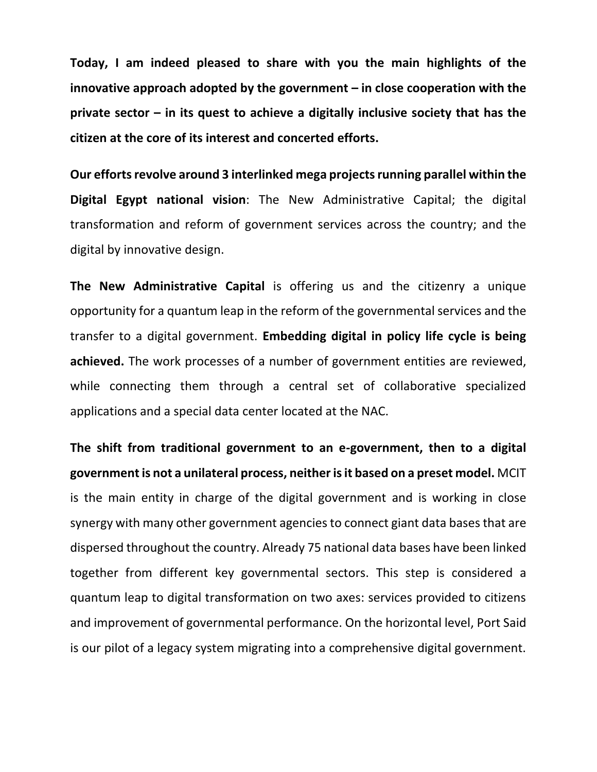**Today, I am indeed pleased to share with you the main highlights of the innovative approach adopted by the government – in close cooperation with the private sector – in its quest to achieve a digitally inclusive society that has the citizen at the core of its interest and concerted efforts.**

**Our efforts revolve around 3 interlinked mega projects running parallel within the Digital Egypt national vision**: The New Administrative Capital; the digital transformation and reform of government services across the country; and the digital by innovative design.

**The New Administrative Capital** is offering us and the citizenry a unique opportunity for a quantum leap in the reform of the governmental services and the transfer to a digital government. **Embedding digital in policy life cycle is being achieved.** The work processes of a number of government entities are reviewed, while connecting them through a central set of collaborative specialized applications and a special data center located at the NAC.

**The shift from traditional government to an e-government, then to a digital government is not a unilateral process, neither is it based on a preset model.** MCIT is the main entity in charge of the digital government and is working in close synergy with many other government agencies to connect giant data bases that are dispersed throughout the country. Already 75 national data bases have been linked together from different key governmental sectors. This step is considered a quantum leap to digital transformation on two axes: services provided to citizens and improvement of governmental performance. On the horizontal level, Port Said is our pilot of a legacy system migrating into a comprehensive digital government.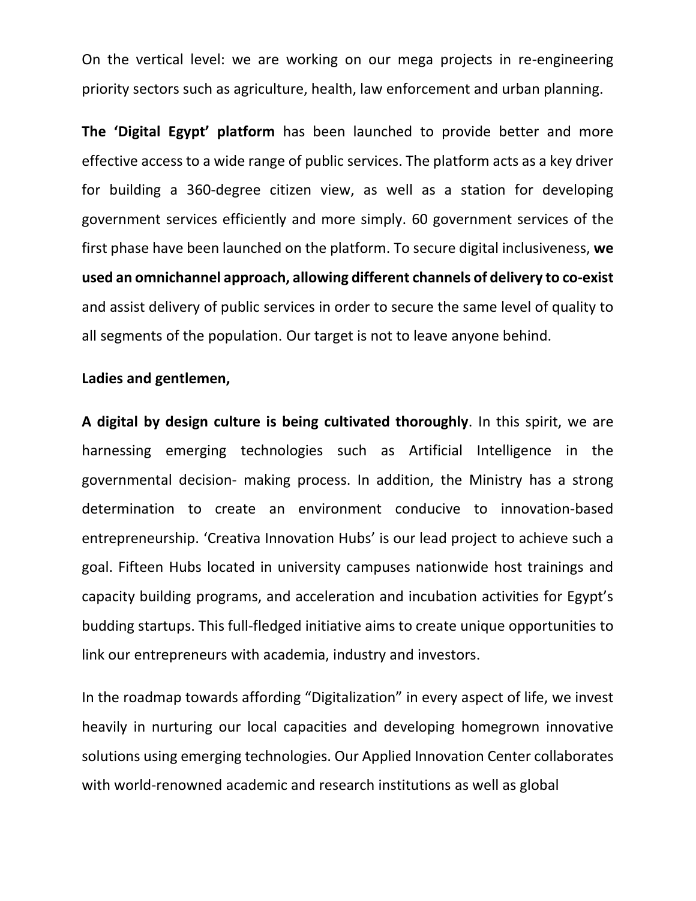On the vertical level: we are working on our mega projects in re-engineering priority sectors such as agriculture, health, law enforcement and urban planning.

**The 'Digital Egypt' platform** has been launched to provide better and more effective access to a wide range of public services. The platform acts as a key driver for building a 360-degree citizen view, as well as a station for developing government services efficiently and more simply. 60 government services of the first phase have been launched on the platform. To secure digital inclusiveness, **we used an omnichannel approach, allowing different channels of delivery to co-exist** and assist delivery of public services in order to secure the same level of quality to all segments of the population. Our target is not to leave anyone behind.

**Ladies and gentlemen,**

**A digital by design culture is being cultivated thoroughly**. In this spirit, we are harnessing emerging technologies such as Artificial Intelligence in the governmental decision- making process. In addition, the Ministry has a strong determination to create an environment conducive to innovation-based entrepreneurship. 'Creativa Innovation Hubs' is our lead project to achieve such a goal. Fifteen Hubs located in university campuses nationwide host trainings and capacity building programs, and acceleration and incubation activities for Egypt's budding startups. This full-fledged initiative aims to create unique opportunities to link our entrepreneurs with academia, industry and investors.

In the roadmap towards affording "Digitalization" in every aspect of life, we invest heavily in nurturing our local capacities and developing homegrown innovative solutions using emerging technologies. Our Applied Innovation Center collaborates with world-renowned academic and research institutions as well as global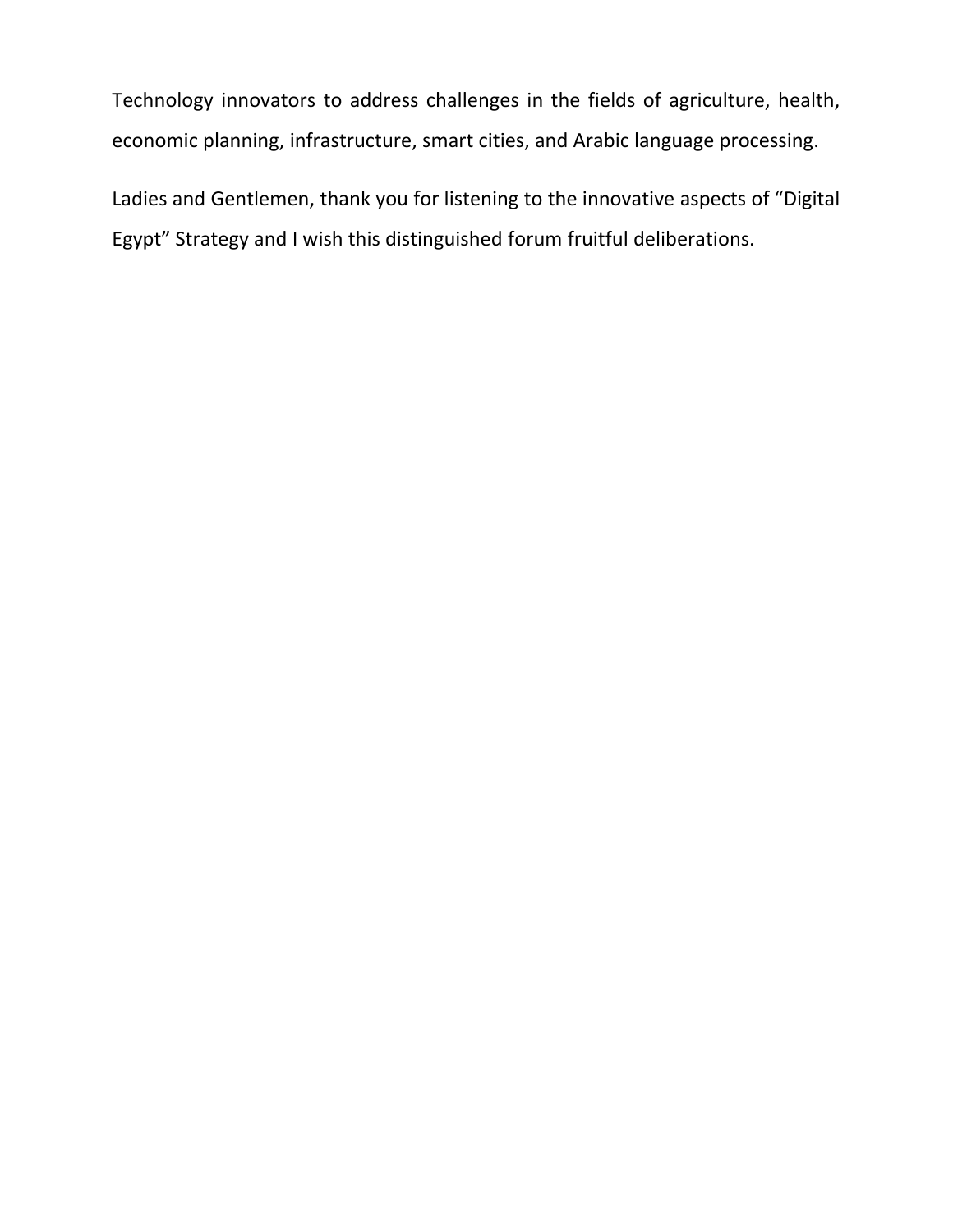Technology innovators to address challenges in the fields of agriculture, health, economic planning, infrastructure, smart cities, and Arabic language processing.

Ladies and Gentlemen, thank you for listening to the innovative aspects of "Digital Egypt" Strategy and I wish this distinguished forum fruitful deliberations.